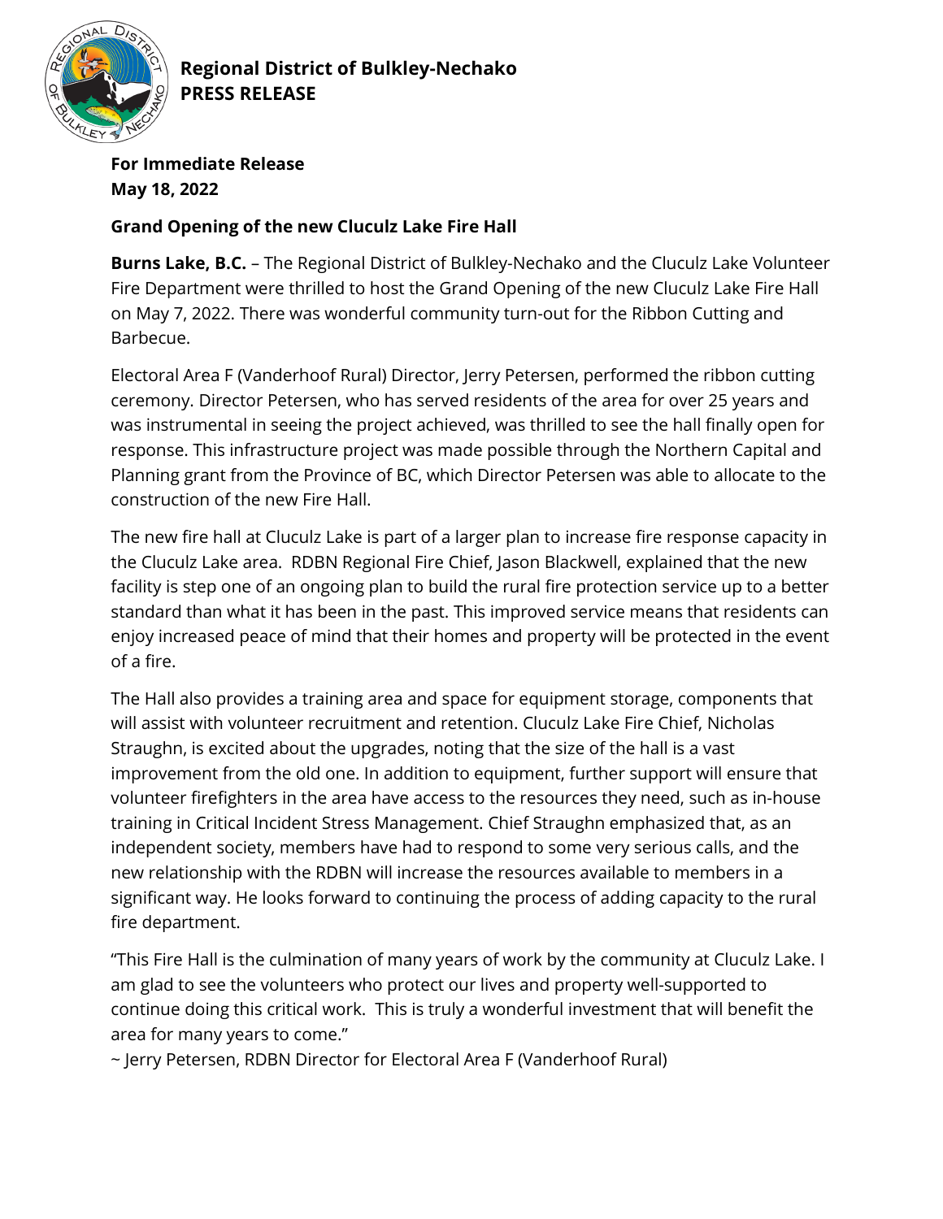**Regional District of Bulkley-Nechako**
**PRESS RELEASE**

**For Immediate Release**
**May 18, 2022**

**Grand Opening of the new Cluculz Lake Fire Hall**

**Burns Lake, B.C.** – The Regional District of Bulkley-Nechako and the Cluculz Lake Volunteer Fire Department were thrilled to host the Grand Opening of the new Cluculz Lake Fire Hall on May 7, 2022. There was wonderful community turn-out for the Ribbon Cutting and Barbecue.

Electoral Area F (Vanderhoof Rural) Director, Jerry Petersen, performed the ribbon cutting ceremony. Director Petersen, who has served residents of the area for over 25 years and was instrumental in seeing the project achieved, was thrilled to see the hall finally open for response. This infrastructure project was made possible through the Northern Capital and Planning grant from the Province of BC, which Director Petersen was able to allocate to the construction of the new Fire Hall.

The new fire hall at Cluculz Lake is part of a larger plan to increase fire response capacity in the Cluculz Lake area. RDBN Regional Fire Chief, Jason Blackwell, explained that the new facility is step one of an ongoing plan to build the rural fire protection service up to a better standard than what it has been in the past. This improved service means that residents can enjoy increased peace of mind that their homes and property will be protected in the event of a fire.

The Hall also provides a training area and space for equipment storage, components that will assist with volunteer recruitment and retention. Cluculz Lake Fire Chief, Nicholas Straughn, is excited about the upgrades, noting that the size of the hall is a vast improvement from the old one. In addition to equipment, further support will ensure that volunteer firefighters in the area have access to the resources they need, such as in-house training in Critical Incident Stress Management. Chief Straughn emphasized that, as an independent society, members have had to respond to some very serious calls, and the new relationship with the RDBN will increase the resources available to members in a significant way. He looks forward to continuing the process of adding capacity to the rural fire department.

"This Fire Hall is the culmination of many years of work by the community at Cluculz Lake. I am glad to see the volunteers who protect our lives and property well-supported to continue doing this critical work. This is truly a wonderful investment that will benefit the area for many years to come."
~ Jerry Petersen, RDBN Director for Electoral Area F (Vanderhoof Rural)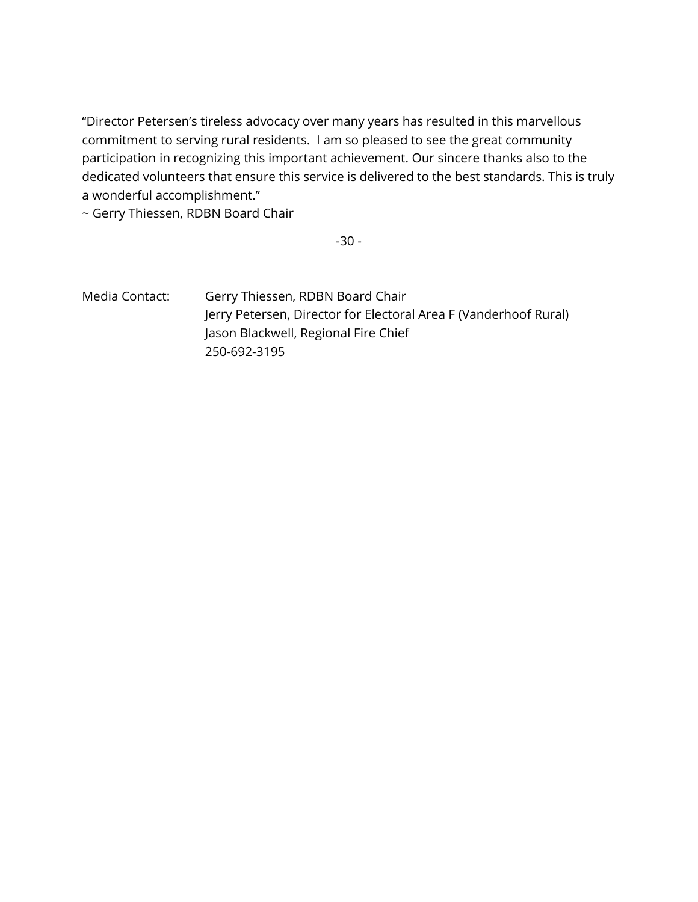"Director Petersen's tireless advocacy over many years has resulted in this marvellous commitment to serving rural residents.  I am so pleased to see the great community participation in recognizing this important achievement. Our sincere thanks also to the dedicated volunteers that ensure this service is delivered to the best standards. This is truly a wonderful accomplishment."
~ Gerry Thiessen, RDBN Board Chair

-30 -

Media Contact: Gerry Thiessen, RDBN Board Chair
Jerry Petersen, Director for Electoral Area F (Vanderhoof Rural)
Jason Blackwell, Regional Fire Chief
250-692-3195